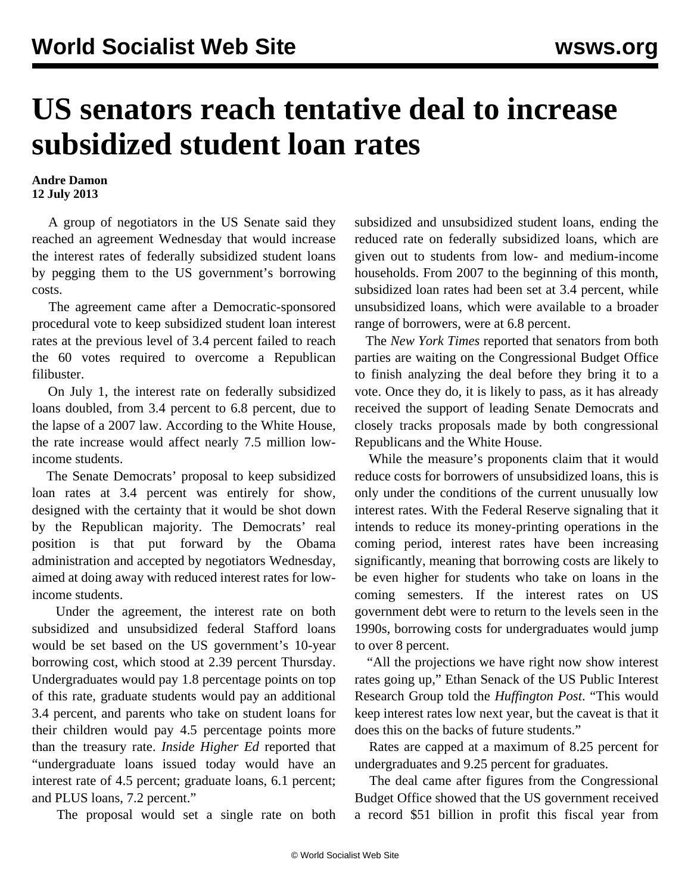# US senators reach tentative deal to increase subsidized student loan rates

**Andre Damon**
**12 July 2013**

A group of negotiators in the US Senate said they reached an agreement Wednesday that would increase the interest rates of federally subsidized student loans by pegging them to the US government's borrowing costs.

The agreement came after a Democratic-sponsored procedural vote to keep subsidized student loan interest rates at the previous level of 3.4 percent failed to reach the 60 votes required to overcome a Republican filibuster.

On July 1, the interest rate on federally subsidized loans doubled, from 3.4 percent to 6.8 percent, due to the lapse of a 2007 law. According to the White House, the rate increase would affect nearly 7.5 million low-income students.

The Senate Democrats' proposal to keep subsidized loan rates at 3.4 percent was entirely for show, designed with the certainty that it would be shot down by the Republican majority. The Democrats' real position is that put forward by the Obama administration and accepted by negotiators Wednesday, aimed at doing away with reduced interest rates for low-income students.

Under the agreement, the interest rate on both subsidized and unsubsidized federal Stafford loans would be set based on the US government's 10-year borrowing cost, which stood at 2.39 percent Thursday. Undergraduates would pay 1.8 percentage points on top of this rate, graduate students would pay an additional 3.4 percent, and parents who take on student loans for their children would pay 4.5 percentage points more than the treasury rate. *Inside Higher Ed* reported that "undergraduate loans issued today would have an interest rate of 4.5 percent; graduate loans, 6.1 percent; and PLUS loans, 7.2 percent."

The proposal would set a single rate on both subsidized and unsubsidized student loans, ending the reduced rate on federally subsidized loans, which are given out to students from low- and medium-income households. From 2007 to the beginning of this month, subsidized loan rates had been set at 3.4 percent, while unsubsidized loans, which were available to a broader range of borrowers, were at 6.8 percent.

The *New York Times* reported that senators from both parties are waiting on the Congressional Budget Office to finish analyzing the deal before they bring it to a vote. Once they do, it is likely to pass, as it has already received the support of leading Senate Democrats and closely tracks proposals made by both congressional Republicans and the White House.

While the measure's proponents claim that it would reduce costs for borrowers of unsubsidized loans, this is only under the conditions of the current unusually low interest rates. With the Federal Reserve signaling that it intends to reduce its money-printing operations in the coming period, interest rates have been increasing significantly, meaning that borrowing costs are likely to be even higher for students who take on loans in the coming semesters. If the interest rates on US government debt were to return to the levels seen in the 1990s, borrowing costs for undergraduates would jump to over 8 percent.

"All the projections we have right now show interest rates going up," Ethan Senack of the US Public Interest Research Group told the *Huffington Post*. "This would keep interest rates low next year, but the caveat is that it does this on the backs of future students."

Rates are capped at a maximum of 8.25 percent for undergraduates and 9.25 percent for graduates.

The deal came after figures from the Congressional Budget Office showed that the US government received a record $51 billion in profit this fiscal year from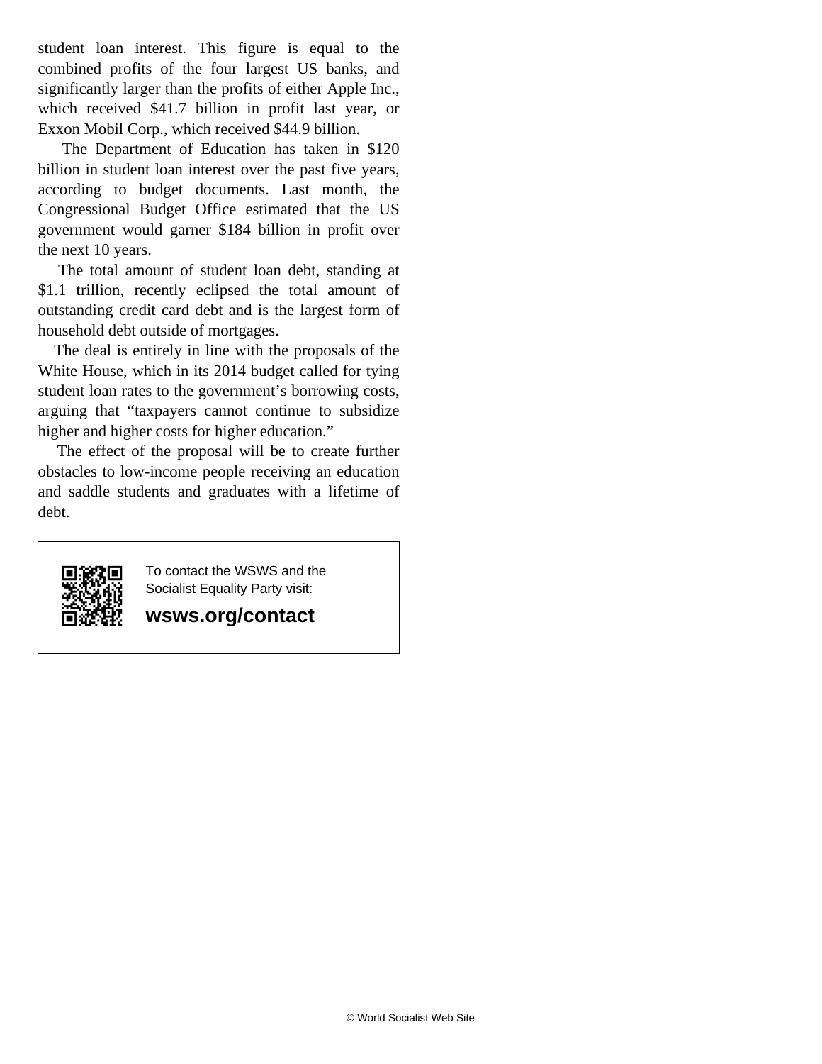student loan interest. This figure is equal to the combined profits of the four largest US banks, and significantly larger than the profits of either Apple Inc., which received $41.7 billion in profit last year, or Exxon Mobil Corp., which received $44.9 billion.

The Department of Education has taken in $120 billion in student loan interest over the past five years, according to budget documents. Last month, the Congressional Budget Office estimated that the US government would garner $184 billion in profit over the next 10 years.

The total amount of student loan debt, standing at $1.1 trillion, recently eclipsed the total amount of outstanding credit card debt and is the largest form of household debt outside of mortgages.

The deal is entirely in line with the proposals of the White House, which in its 2014 budget called for tying student loan rates to the government's borrowing costs, arguing that "taxpayers cannot continue to subsidize higher and higher costs for higher education."

The effect of the proposal will be to create further obstacles to low-income people receiving an education and saddle students and graduates with a lifetime of debt.

To contact the WSWS and the Socialist Equality Party visit:

**wsws.org/contact**